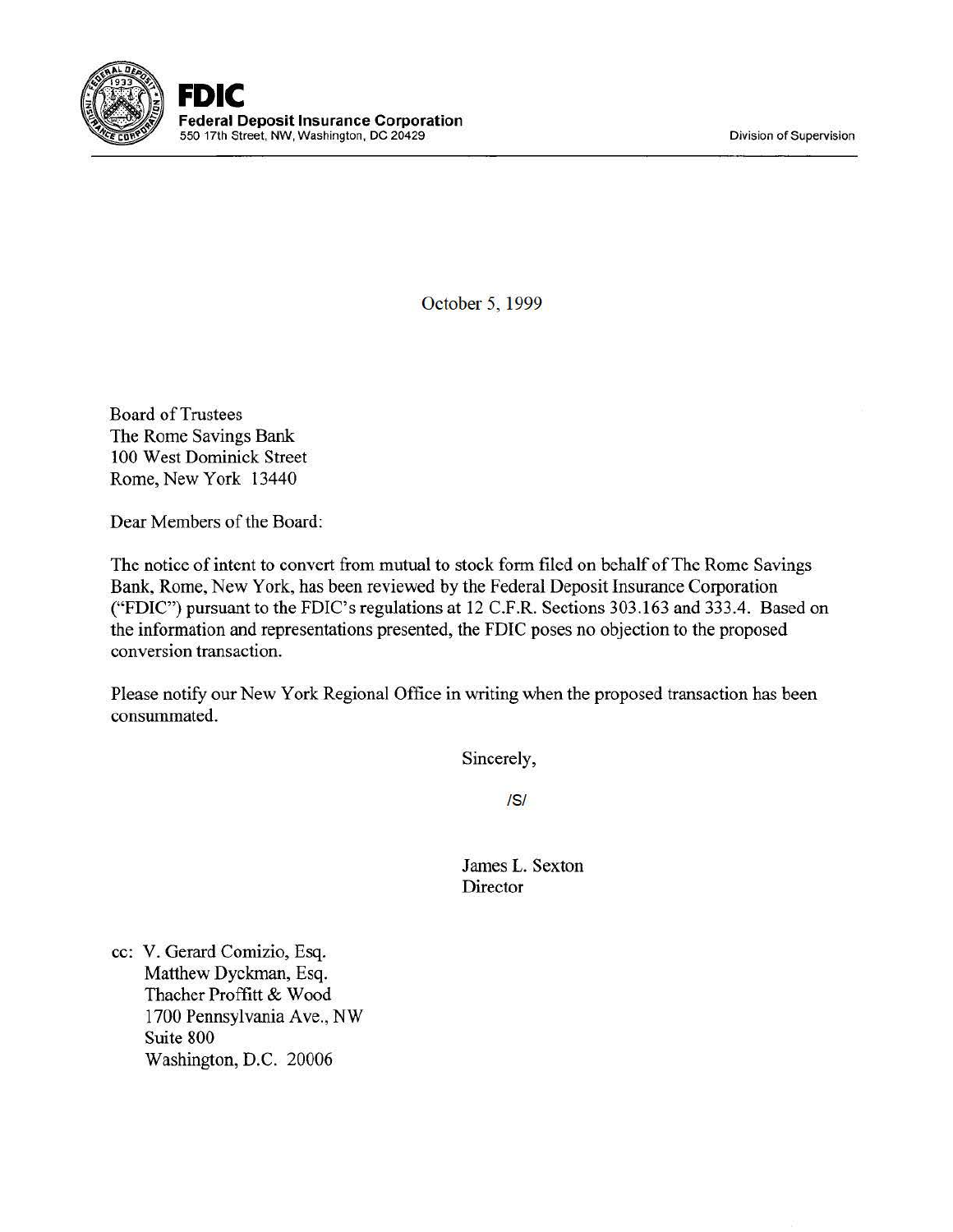**FDIC**
**Federal Deposit Insurance Corporation**
550 17th Street, NW, Washington, DC 20429

Division of Supervision

October 5, 1999

Board of Trustees
The Rome Savings Bank
100 West Dominick Street
Rome, New York 13440

Dear Members of the Board:

The notice of intent to convert from mutual to stock form filed on behalf of The Rome Savings Bank, Rome, New York, has been reviewed by the Federal Deposit Insurance Corporation ("FDIC") pursuant to the FDIC's regulations at 12 C.F.R. Sections 303.163 and 333.4. Based on the information and representations presented, the FDIC poses no objection to the proposed conversion transaction.

Please notify our New York Regional Office in writing when the proposed transaction has been consummated.

Sincerely,

/S/

James L. Sexton
Director

cc: V. Gerard Comizio, Esq.
Matthew Dyckman, Esq.
Thacher Proffitt & Wood
1700 Pennsylvania Ave., NW
Suite 800
Washington, D.C. 20006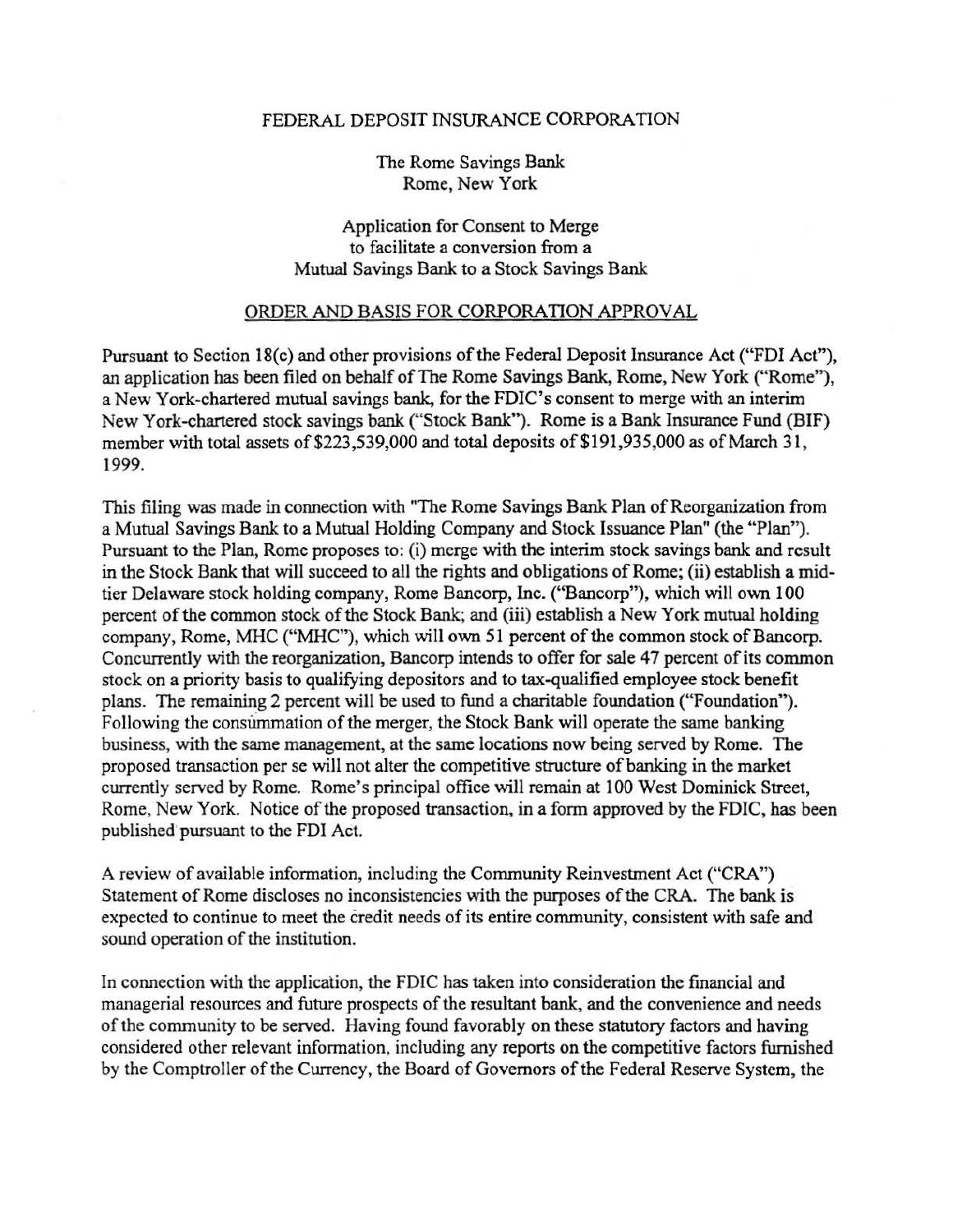FEDERAL DEPOSIT INSURANCE CORPORATION

The Rome Savings Bank
Rome, New York

Application for Consent to Merge
to facilitate a conversion from a
Mutual Savings Bank to a Stock Savings Bank

## ORDER AND BASIS FOR CORPORATION APPROVAL

Pursuant to Section 18(c) and other provisions of the Federal Deposit Insurance Act ("FDI Act"), an application has been filed on behalf of The Rome Savings Bank, Rome, New York ("Rome"), a New York-chartered mutual savings bank, for the FDIC's consent to merge with an interim New York-chartered stock savings bank ("Stock Bank"). Rome is a Bank Insurance Fund (BIF) member with total assets of $223,539,000 and total deposits of $191,935,000 as of March 31, 1999.

This filing was made in connection with "The Rome Savings Bank Plan of Reorganization from a Mutual Savings Bank to a Mutual Holding Company and Stock Issuance Plan" (the "Plan"). Pursuant to the Plan, Rome proposes to: (i) merge with the interim stock savings bank and result in the Stock Bank that will succeed to all the rights and obligations of Rome; (ii) establish a mid-tier Delaware stock holding company, Rome Bancorp, Inc. ("Bancorp"), which will own 100 percent of the common stock of the Stock Bank; and (iii) establish a New York mutual holding company, Rome, MHC ("MHC"), which will own 51 percent of the common stock of Bancorp. Concurrently with the reorganization, Bancorp intends to offer for sale 47 percent of its common stock on a priority basis to qualifying depositors and to tax-qualified employee stock benefit plans. The remaining 2 percent will be used to fund a charitable foundation ("Foundation"). Following the consummation of the merger, the Stock Bank will operate the same banking business, with the same management, at the same locations now being served by Rome. The proposed transaction per se will not alter the competitive structure of banking in the market currently served by Rome. Rome's principal office will remain at 100 West Dominick Street, Rome, New York. Notice of the proposed transaction, in a form approved by the FDIC, has been published pursuant to the FDI Act.

A review of available information, including the Community Reinvestment Act ("CRA") Statement of Rome discloses no inconsistencies with the purposes of the CRA. The bank is expected to continue to meet the credit needs of its entire community, consistent with safe and sound operation of the institution.

In connection with the application, the FDIC has taken into consideration the financial and managerial resources and future prospects of the resultant bank, and the convenience and needs of the community to be served. Having found favorably on these statutory factors and having considered other relevant information, including any reports on the competitive factors furnished by the Comptroller of the Currency, the Board of Governors of the Federal Reserve System, the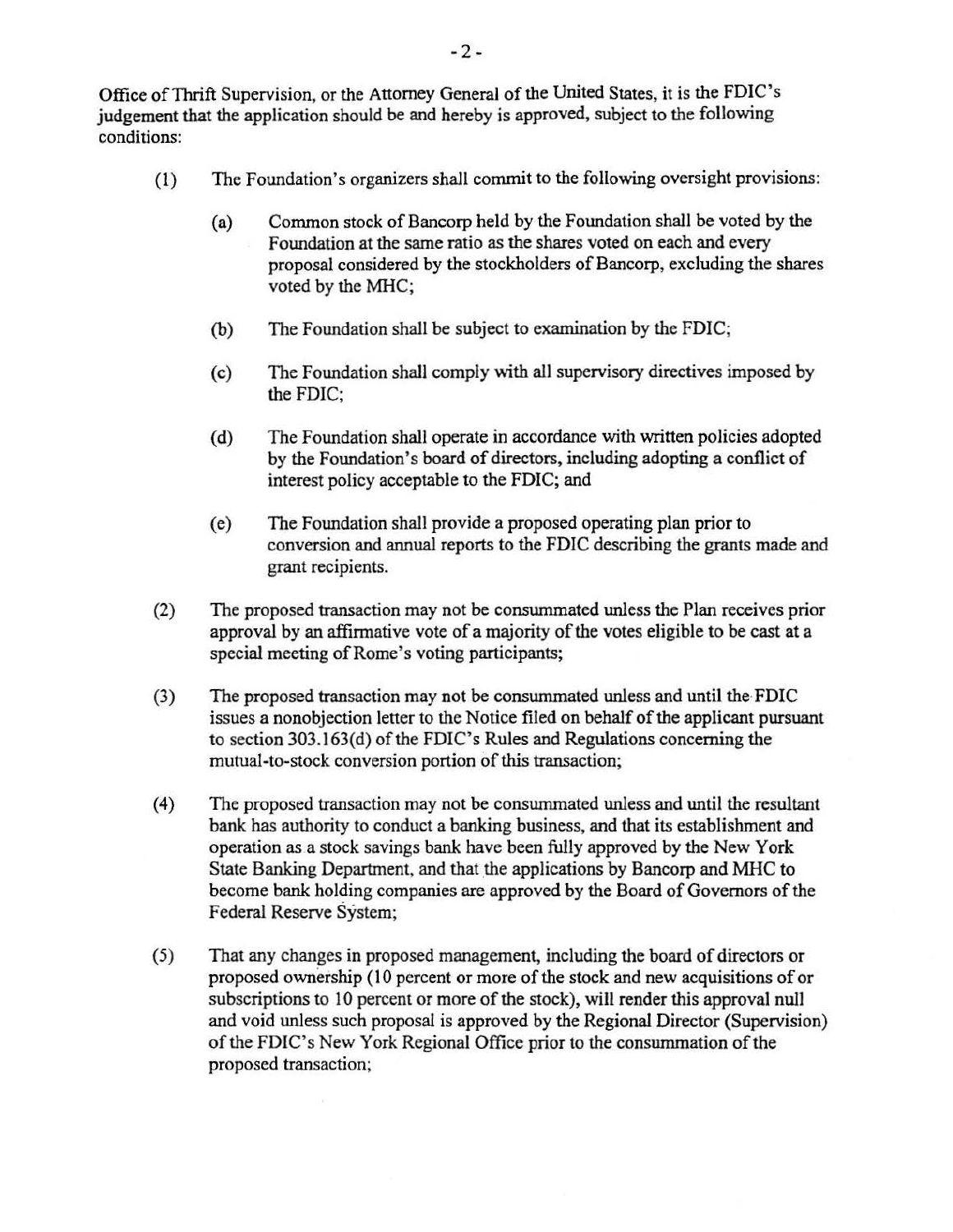Office of Thrift Supervision, or the Attorney General of the United States, it is the FDIC's judgement that the application should be and hereby is approved, subject to the following conditions:

(1) The Foundation's organizers shall commit to the following oversight provisions:

  (a) Common stock of Bancorp held by the Foundation shall be voted by the Foundation at the same ratio as the shares voted on each and every proposal considered by the stockholders of Bancorp, excluding the shares voted by the MHC;

  (b) The Foundation shall be subject to examination by the FDIC;

  (c) The Foundation shall comply with all supervisory directives imposed by the FDIC;

  (d) The Foundation shall operate in accordance with written policies adopted by the Foundation's board of directors, including adopting a conflict of interest policy acceptable to the FDIC; and

  (e) The Foundation shall provide a proposed operating plan prior to conversion and annual reports to the FDIC describing the grants made and grant recipients.

(2) The proposed transaction may not be consummated unless the Plan receives prior approval by an affirmative vote of a majority of the votes eligible to be cast at a special meeting of Rome's voting participants;

(3) The proposed transaction may not be consummated unless and until the FDIC issues a nonobjection letter to the Notice filed on behalf of the applicant pursuant to section 303.163(d) of the FDIC's Rules and Regulations concerning the mutual-to-stock conversion portion of this transaction;

(4) The proposed transaction may not be consummated unless and until the resultant bank has authority to conduct a banking business, and that its establishment and operation as a stock savings bank have been fully approved by the New York State Banking Department, and that the applications by Bancorp and MHC to become bank holding companies are approved by the Board of Governors of the Federal Reserve System;

(5) That any changes in proposed management, including the board of directors or proposed ownership (10 percent or more of the stock and new acquisitions of or subscriptions to 10 percent or more of the stock), will render this approval null and void unless such proposal is approved by the Regional Director (Supervision) of the FDIC's New York Regional Office prior to the consummation of the proposed transaction;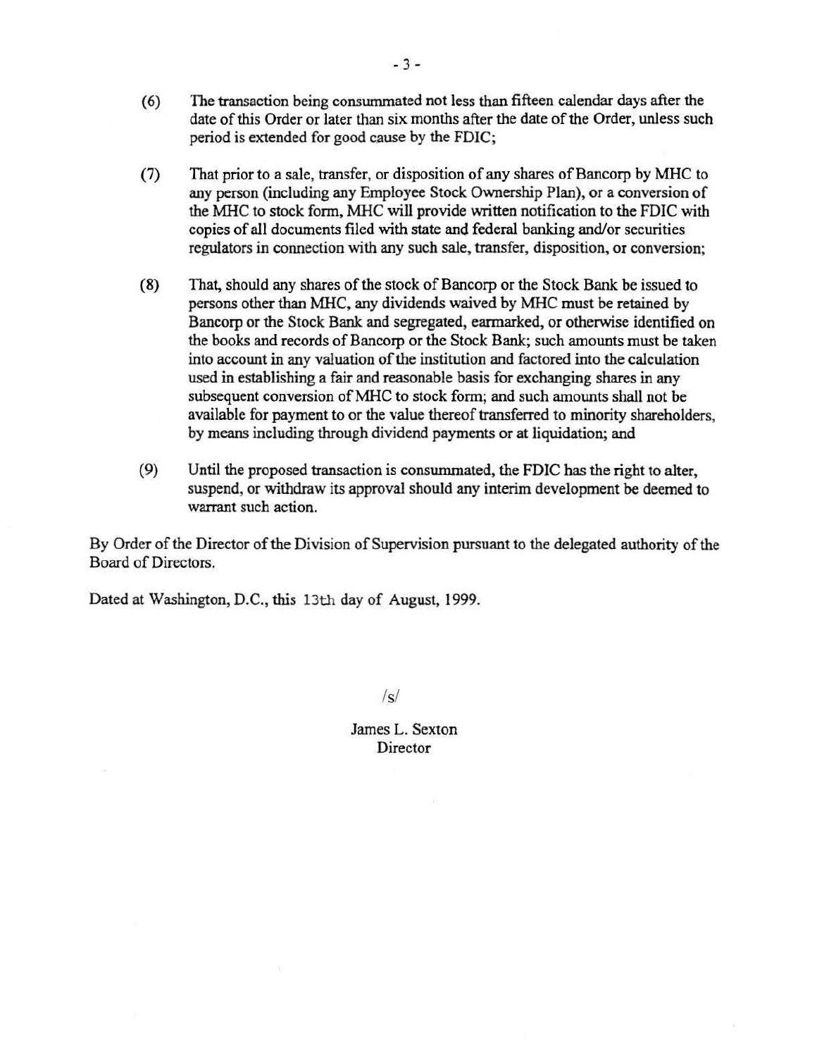(6) The transaction being consummated not less than fifteen calendar days after the date of this Order or later than six months after the date of the Order, unless such period is extended for good cause by the FDIC;

(7) That prior to a sale, transfer, or disposition of any shares of Bancorp by MHC to any person (including any Employee Stock Ownership Plan), or a conversion of the MHC to stock form, MHC will provide written notification to the FDIC with copies of all documents filed with state and federal banking and/or securities regulators in connection with any such sale, transfer, disposition, or conversion;

(8) That, should any shares of the stock of Bancorp or the Stock Bank be issued to persons other than MHC, any dividends waived by MHC must be retained by Bancorp or the Stock Bank and segregated, earmarked, or otherwise identified on the books and records of Bancorp or the Stock Bank; such amounts must be taken into account in any valuation of the institution and factored into the calculation used in establishing a fair and reasonable basis for exchanging shares in any subsequent conversion of MHC to stock form; and such amounts shall not be available for payment to or the value thereof transferred to minority shareholders, by means including through dividend payments or at liquidation; and

(9) Until the proposed transaction is consummated, the FDIC has the right to alter, suspend, or withdraw its approval should any interim development be deemed to warrant such action.

By Order of the Director of the Division of Supervision pursuant to the delegated authority of the Board of Directors.

Dated at Washington, D.C., this 13th day of August, 1999.

/s/

James L. Sexton
Director